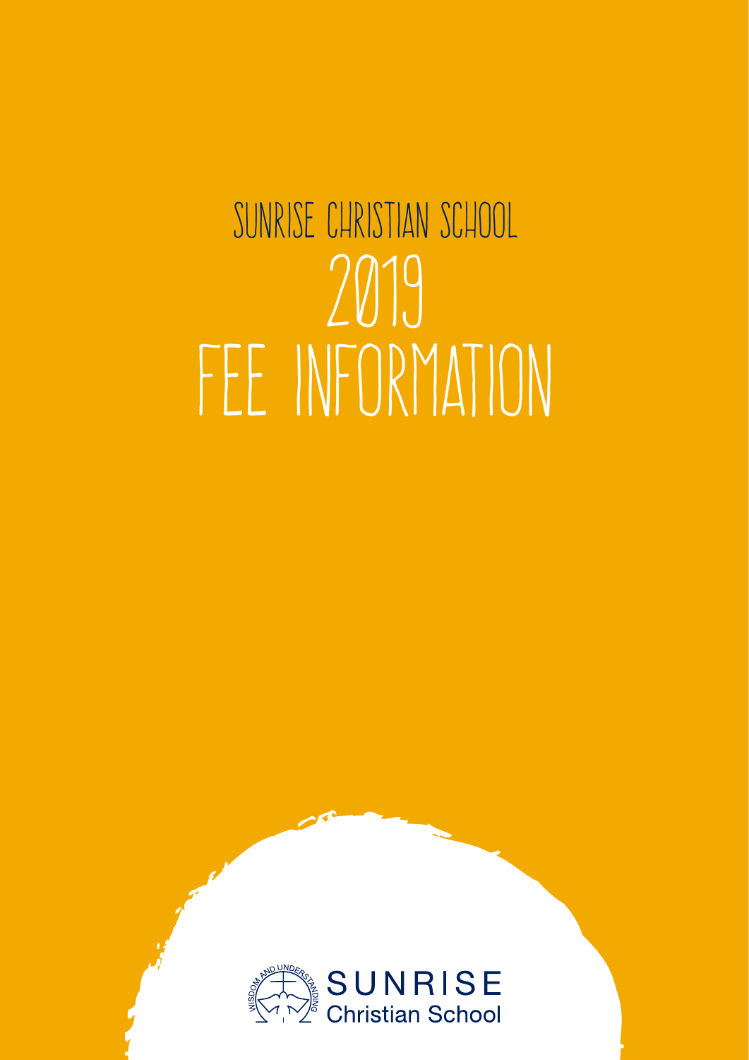# SUNRISE CHRISTIAN SCHOOL

# 2019 FEE INFORMATION

WISDOM AND UNDERSTANDING

SUNRISE
Christian School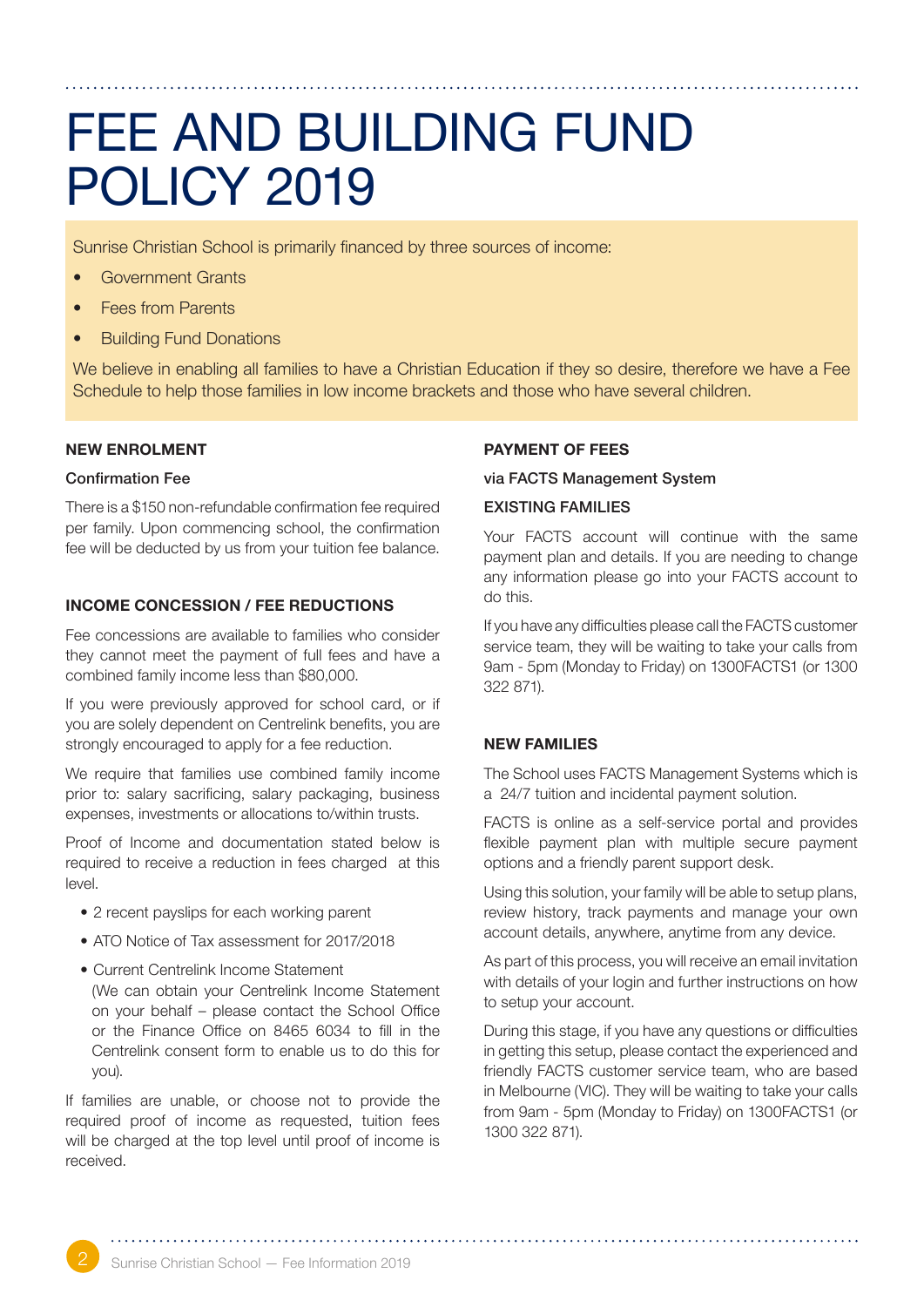# FEE AND BUILDING FUND POLICY 2019

Sunrise Christian School is primarily financed by three sources of income:

- Government Grants
- Fees from Parents
- Building Fund Donations

We believe in enabling all families to have a Christian Education if they so desire, therefore we have a Fee Schedule to help those families in low income brackets and those who have several children.

### NEW ENROLMENT

**Confirmation Fee**

There is a $150 non-refundable confirmation fee required per family. Upon commencing school, the confirmation fee will be deducted by us from your tuition fee balance.

### INCOME CONCESSION / FEE REDUCTIONS

Fee concessions are available to families who consider they cannot meet the payment of full fees and have a combined family income less than $80,000.

If you were previously approved for school card, or if you are solely dependent on Centrelink benefits, you are strongly encouraged to apply for a fee reduction.

We require that families use combined family income prior to: salary sacrificing, salary packaging, business expenses, investments or allocations to/within trusts.

Proof of Income and documentation stated below is required to receive a reduction in fees charged at this level.

- 2 recent payslips for each working parent
- ATO Notice of Tax assessment for 2017/2018
- Current Centrelink Income Statement
  (We can obtain your Centrelink Income Statement on your behalf – please contact the School Office or the Finance Office on 8465 6034 to fill in the Centrelink consent form to enable us to do this for you).

If families are unable, or choose not to provide the required proof of income as requested, tuition fees will be charged at the top level until proof of income is received.

### PAYMENT OF FEES

**via FACTS Management System**

**EXISTING FAMILIES**

Your FACTS account will continue with the same payment plan and details. If you are needing to change any information please go into your FACTS account to do this.

If you have any difficulties please call the FACTS customer service team, they will be waiting to take your calls from 9am - 5pm (Monday to Friday) on 1300FACTS1 (or 1300 322 871).

### NEW FAMILIES

The School uses FACTS Management Systems which is a 24/7 tuition and incidental payment solution.

FACTS is online as a self-service portal and provides flexible payment plan with multiple secure payment options and a friendly parent support desk.

Using this solution, your family will be able to setup plans, review history, track payments and manage your own account details, anywhere, anytime from any device.

As part of this process, you will receive an email invitation with details of your login and further instructions on how to setup your account.

During this stage, if you have any questions or difficulties in getting this setup, please contact the experienced and friendly FACTS customer service team, who are based in Melbourne (VIC). They will be waiting to take your calls from 9am - 5pm (Monday to Friday) on 1300FACTS1 (or 1300 322 871).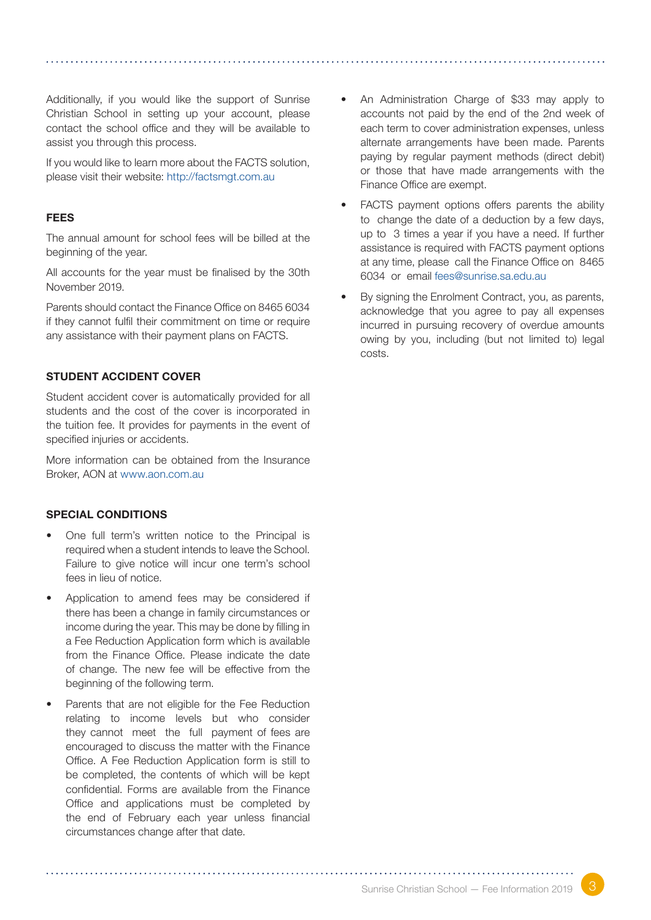Additionally, if you would like the support of Sunrise Christian School in setting up your account, please contact the school office and they will be available to assist you through this process.

If you would like to learn more about the FACTS solution, please visit their website: http://factsmgt.com.au

## FEES

The annual amount for school fees will be billed at the beginning of the year.

All accounts for the year must be finalised by the 30th November 2019.

Parents should contact the Finance Office on 8465 6034 if they cannot fulfil their commitment on time or require any assistance with their payment plans on FACTS.

## STUDENT ACCIDENT COVER

Student accident cover is automatically provided for all students and the cost of the cover is incorporated in the tuition fee. It provides for payments in the event of specified injuries or accidents.

More information can be obtained from the Insurance Broker, AON at www.aon.com.au

## SPECIAL CONDITIONS

- One full term's written notice to the Principal is required when a student intends to leave the School. Failure to give notice will incur one term's school fees in lieu of notice.
- Application to amend fees may be considered if there has been a change in family circumstances or income during the year. This may be done by filling in a Fee Reduction Application form which is available from the Finance Office. Please indicate the date of change. The new fee will be effective from the beginning of the following term.
- Parents that are not eligible for the Fee Reduction relating to income levels but who consider they cannot meet the full payment of fees are encouraged to discuss the matter with the Finance Office. A Fee Reduction Application form is still to be completed, the contents of which will be kept confidential. Forms are available from the Finance Office and applications must be completed by the end of February each year unless financial circumstances change after that date.
- An Administration Charge of $33 may apply to accounts not paid by the end of the 2nd week of each term to cover administration expenses, unless alternate arrangements have been made. Parents paying by regular payment methods (direct debit) or those that have made arrangements with the Finance Office are exempt.
- FACTS payment options offers parents the ability to change the date of a deduction by a few days, up to 3 times a year if you have a need. If further assistance is required with FACTS payment options at any time, please call the Finance Office on 8465 6034 or email fees@sunrise.sa.edu.au
- By signing the Enrolment Contract, you, as parents, acknowledge that you agree to pay all expenses incurred in pursuing recovery of overdue amounts owing by you, including (but not limited to) legal costs.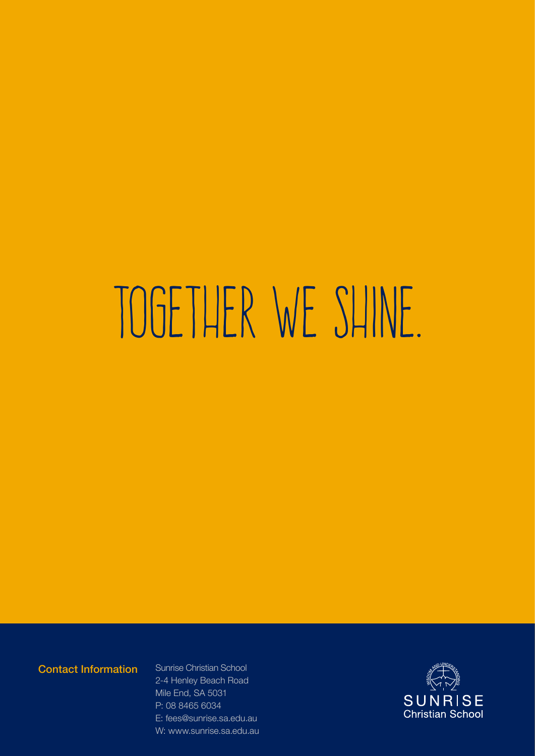# TOGETHER WE SHINE.

**Contact Information**

Sunrise Christian School
2-4 Henley Beach Road
Mile End, SA 5031
P: 08 8465 6034
E: fees@sunrise.sa.edu.au
W: www.sunrise.sa.edu.au

WISDOM AND UNDERSTANDING
SUNRISE
Christian School